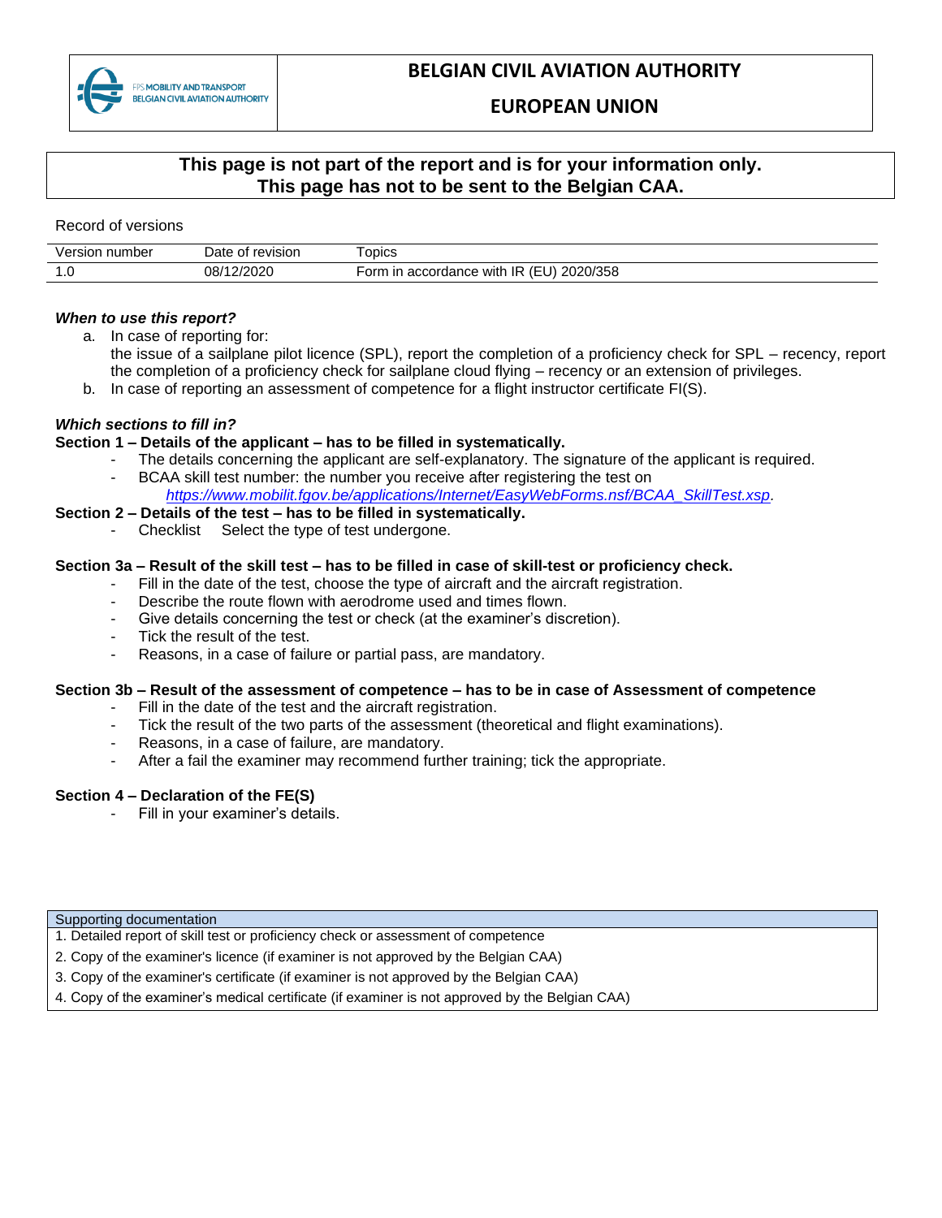FPS MOBILITY AND TRANSPORT
BELGIAN CIVIL AVIATION AUTHORITY

# BELGIAN CIVIL AVIATION AUTHORITY

## EUROPEAN UNION

**This page is not part of the report and is for your information only.**
**This page has not to be sent to the Belgian CAA.**

Record of versions

| Version number | Date of revision | Topics |
|---|---|---|
| 1.0 | 08/12/2020 | Form in accordance with IR (EU) 2020/358 |

***When to use this report?***

a. In case of reporting for:
   the issue of a sailplane pilot licence (SPL), report the completion of a proficiency check for SPL – recency, report the completion of a proficiency check for sailplane cloud flying – recency or an extension of privileges.
b. In case of reporting an assessment of competence for a flight instructor certificate FI(S).

***Which sections to fill in?***

**Section 1 – Details of the applicant – has to be filled in systematically.**

- The details concerning the applicant are self-explanatory. The signature of the applicant is required.
- BCAA skill test number: the number you receive after registering the test on *https://www.mobilit.fgov.be/applications/Internet/EasyWebForms.nsf/BCAA_SkillTest.xsp*.

**Section 2 – Details of the test – has to be filled in systematically.**

- Checklist    Select the type of test undergone.

**Section 3a – Result of the skill test – has to be filled in case of skill-test or proficiency check.**

- Fill in the date of the test, choose the type of aircraft and the aircraft registration.
- Describe the route flown with aerodrome used and times flown.
- Give details concerning the test or check (at the examiner's discretion).
- Tick the result of the test.
- Reasons, in a case of failure or partial pass, are mandatory.

**Section 3b – Result of the assessment of competence – has to be in case of Assessment of competence**

- Fill in the date of the test and the aircraft registration.
- Tick the result of the two parts of the assessment (theoretical and flight examinations).
- Reasons, in a case of failure, are mandatory.
- After a fail the examiner may recommend further training; tick the appropriate.

**Section 4 – Declaration of the FE(S)**

- Fill in your examiner's details.

| Supporting documentation |
|---|
| 1. Detailed report of skill test or proficiency check or assessment of competence |
| 2. Copy of the examiner's licence (if examiner is not approved by the Belgian CAA) |
| 3. Copy of the examiner's certificate (if examiner is not approved by the Belgian CAA) |
| 4. Copy of the examiner's medical certificate (if examiner is not approved by the Belgian CAA) |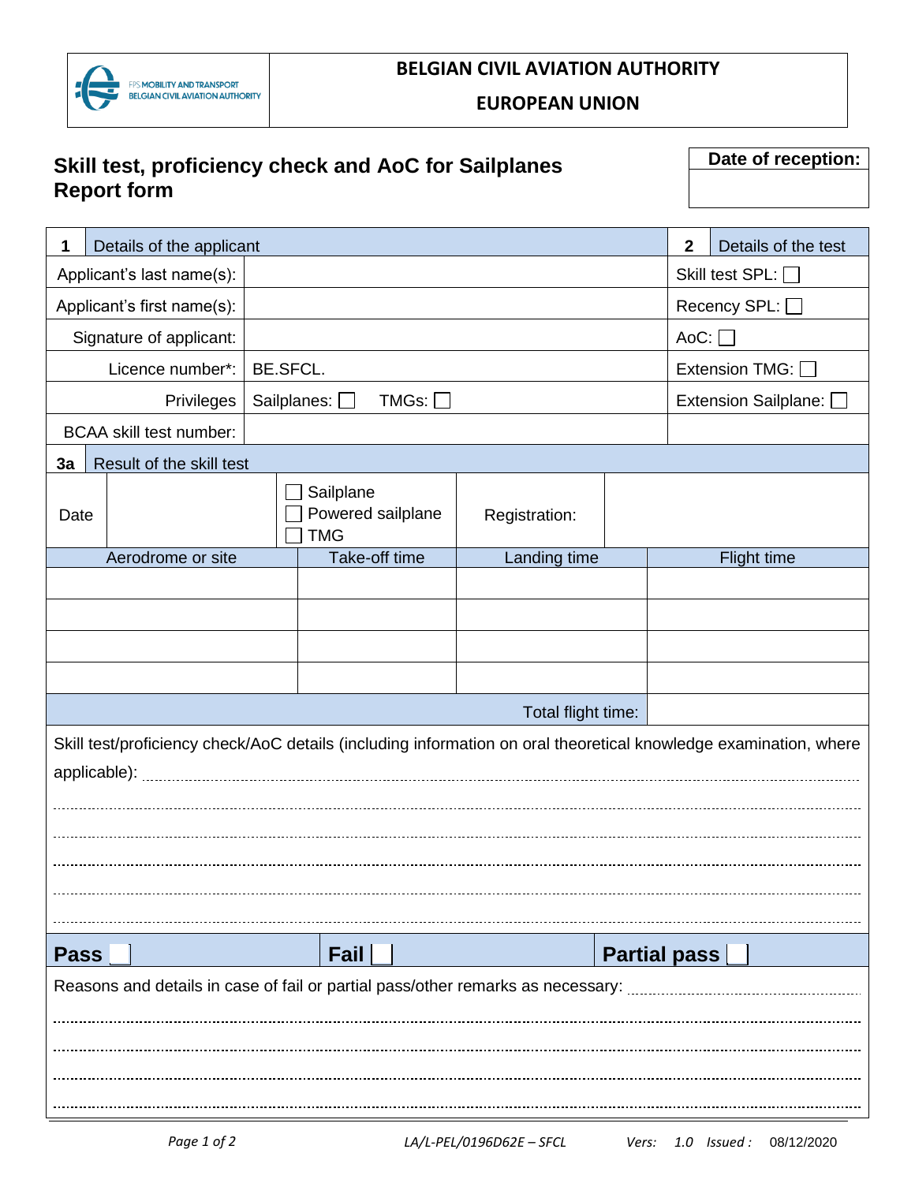BELGIAN CIVIL AVIATION AUTHORITY

EUROPEAN UNION

# Skill test, proficiency check and AoC for Sailplanes Report form

| Date of reception: |
|---|
| |

| 1 | Details of the applicant | 2 | Details of the test |
|---|---|---|---|
| Applicant's last name(s): | | | Skill test SPL: ☐ |
| Applicant's first name(s): | | | Recency SPL: ☐ |
| Signature of applicant: | | | AoC: ☐ |
| Licence number*: | BE.SFCL. | | Extension TMG: ☐ |
| Privileges | Sailplanes: ☐ TMGs: ☐ | | Extension Sailplane: ☐ |
| BCAA skill test number: | | | |

| 3a | Result of the skill test | | | |
|---|---|---|---|---|
| Date | | ☐ Sailplane ☐ Powered sailplane ☐ TMG | Registration: | |

| Aerodrome or site | Take-off time | Landing time | Flight time |
|---|---|---|---|
| | | | |
| | | | |
| | | | |
| | | | |
| | | Total flight time: | |

Skill test/proficiency check/AoC details (including information on oral theoretical knowledge examination, where applicable): ..............................................................................................................

..............................................................................................................

..............................................................................................................

..............................................................................................................

..............................................................................................................

..............................................................................................................

**Pass** ☐ **Fail** ☐ **Partial pass** ☐

Reasons and details in case of fail or partial pass/other remarks as necessary: ..............................................

..............................................................................................................

..............................................................................................................

..............................................................................................................

..............................................................................................................

LA/L-PEL/0196D62E – SFCL Vers: 1.0 Issued : 08/12/2020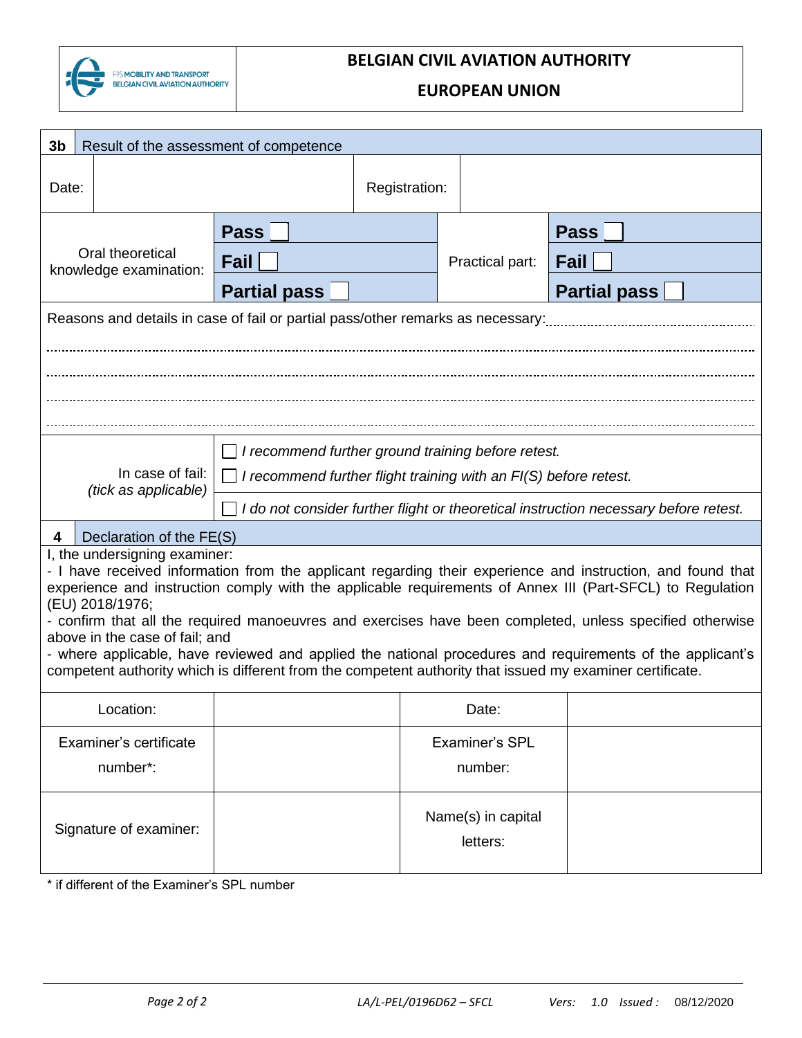**BELGIAN CIVIL AVIATION AUTHORITY**

**EUROPEAN UNION**

| | | | |
|---|---|---|---|
| **3b** | Result of the assessment of competence | | |
| Date: | | Registration: | |

| | | | |
|---|---|---|---|
| Oral theoretical knowledge examination: | **Pass** ☐ **Fail** ☐ **Partial pass** ☐ | Practical part: | **Pass** ☐ **Fail** ☐ **Partial pass** ☐ |

Reasons and details in case of fail or partial pass/other remarks as necessary:..........................................

.......................................................................................................................................................

.......................................................................................................................................................

.......................................................................................................................................................

.......................................................................................................................................................

| | |
|---|---|
| In case of fail: *(tick as applicable)* | ☐ *I recommend further ground training before retest.* ☐ *I recommend further flight training with an FI(S) before retest.* ☐ *I do not consider further flight or theoretical instruction necessary before retest.* |

**4** Declaration of the FE(S)

I, the undersigning examiner:

- I have received information from the applicant regarding their experience and instruction, and found that experience and instruction comply with the applicable requirements of Annex III (Part-SFCL) to Regulation (EU) 2018/1976;
- confirm that all the required manoeuvres and exercises have been completed, unless specified otherwise above in the case of fail; and
- where applicable, have reviewed and applied the national procedures and requirements of the applicant's competent authority which is different from the competent authority that issued my examiner certificate.

| | | | |
|---|---|---|---|
| Location: | | Date: | |
| Examiner's certificate number*: | | Examiner's SPL number: | |
| Signature of examiner: | | Name(s) in capital letters: | |

* if different of the Examiner's SPL number

LA/L-PEL/0196D62 – SFCL Vers: 1.0 Issued : 08/12/2020